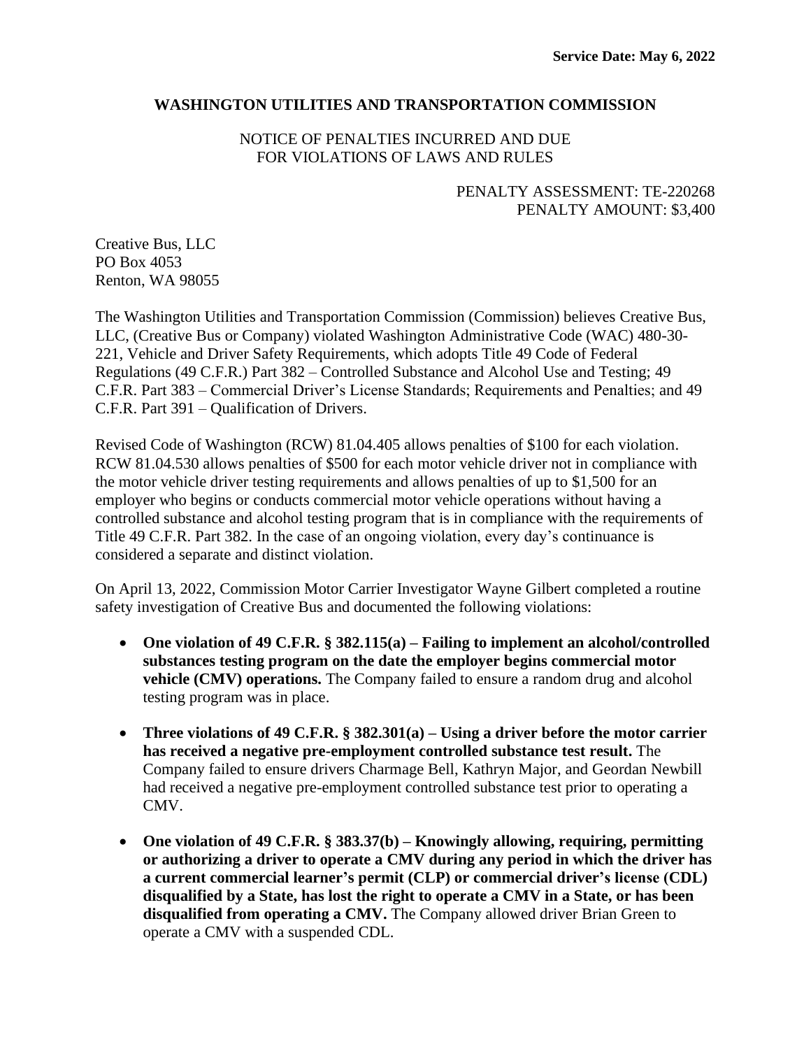**Service Date: May 6, 2022**

**WASHINGTON UTILITIES AND TRANSPORTATION COMMISSION**

NOTICE OF PENALTIES INCURRED AND DUE
FOR VIOLATIONS OF LAWS AND RULES

PENALTY ASSESSMENT: TE-220268
PENALTY AMOUNT: $3,400

Creative Bus, LLC
PO Box 4053
Renton, WA 98055

The Washington Utilities and Transportation Commission (Commission) believes Creative Bus, LLC, (Creative Bus or Company) violated Washington Administrative Code (WAC) 480-30-221, Vehicle and Driver Safety Requirements, which adopts Title 49 Code of Federal Regulations (49 C.F.R.) Part 382 – Controlled Substance and Alcohol Use and Testing; 49 C.F.R. Part 383 – Commercial Driver's License Standards; Requirements and Penalties; and 49 C.F.R. Part 391 – Qualification of Drivers.

Revised Code of Washington (RCW) 81.04.405 allows penalties of $100 for each violation. RCW 81.04.530 allows penalties of $500 for each motor vehicle driver not in compliance with the motor vehicle driver testing requirements and allows penalties of up to $1,500 for an employer who begins or conducts commercial motor vehicle operations without having a controlled substance and alcohol testing program that is in compliance with the requirements of Title 49 C.F.R. Part 382. In the case of an ongoing violation, every day's continuance is considered a separate and distinct violation.

On April 13, 2022, Commission Motor Carrier Investigator Wayne Gilbert completed a routine safety investigation of Creative Bus and documented the following violations:

- **One violation of 49 C.F.R. § 382.115(a) – Failing to implement an alcohol/controlled substances testing program on the date the employer begins commercial motor vehicle (CMV) operations.** The Company failed to ensure a random drug and alcohol testing program was in place.

- **Three violations of 49 C.F.R. § 382.301(a) – Using a driver before the motor carrier has received a negative pre-employment controlled substance test result.** The Company failed to ensure drivers Charmage Bell, Kathryn Major, and Geordan Newbill had received a negative pre-employment controlled substance test prior to operating a CMV.

- **One violation of 49 C.F.R. § 383.37(b) – Knowingly allowing, requiring, permitting or authorizing a driver to operate a CMV during any period in which the driver has a current commercial learner's permit (CLP) or commercial driver's license (CDL) disqualified by a State, has lost the right to operate a CMV in a State, or has been disqualified from operating a CMV.** The Company allowed driver Brian Green to operate a CMV with a suspended CDL.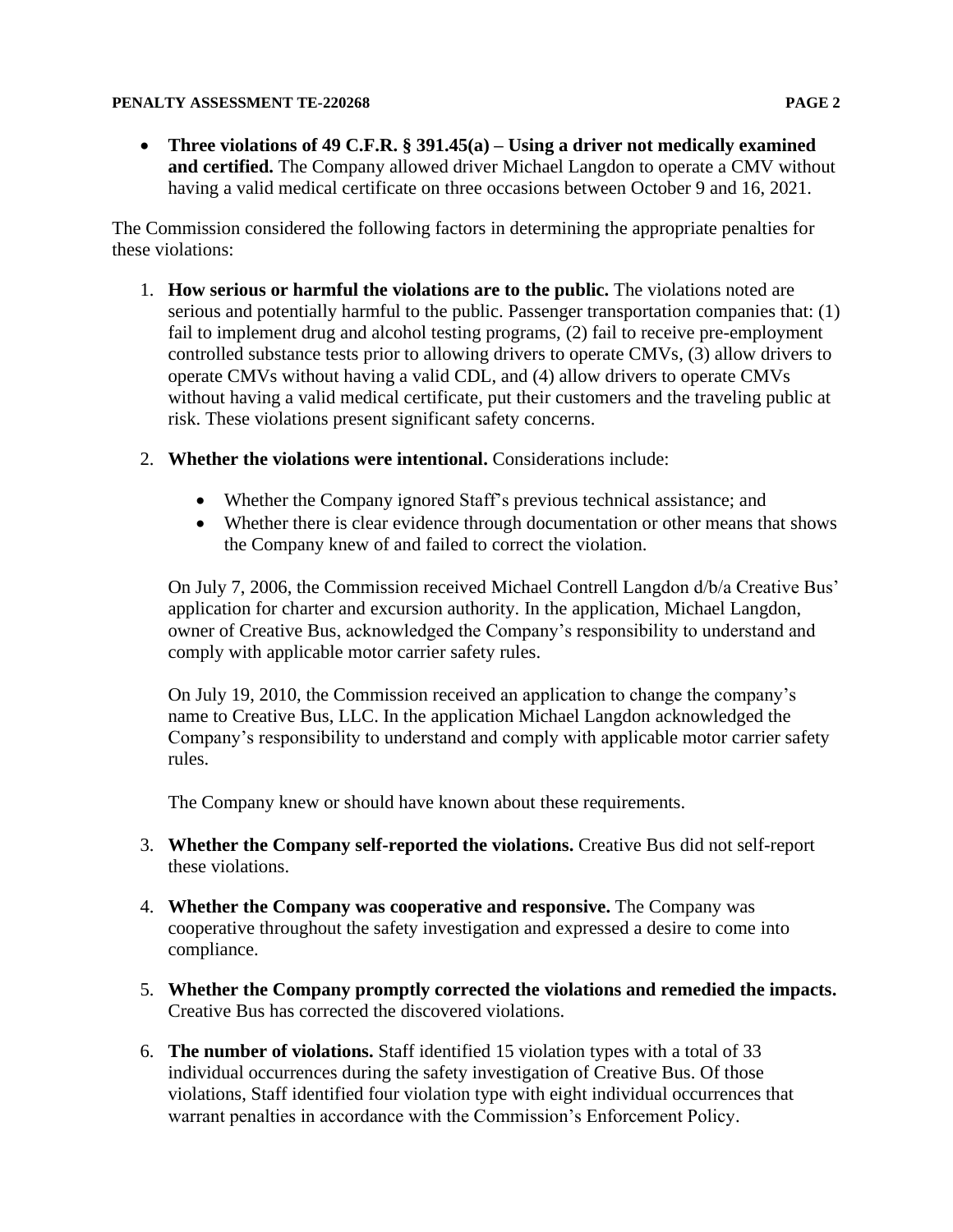- **Three violations of 49 C.F.R. § 391.45(a) – Using a driver not medically examined and certified.** The Company allowed driver Michael Langdon to operate a CMV without having a valid medical certificate on three occasions between October 9 and 16, 2021.

The Commission considered the following factors in determining the appropriate penalties for these violations:

1. **How serious or harmful the violations are to the public.** The violations noted are serious and potentially harmful to the public. Passenger transportation companies that: (1) fail to implement drug and alcohol testing programs, (2) fail to receive pre-employment controlled substance tests prior to allowing drivers to operate CMVs, (3) allow drivers to operate CMVs without having a valid CDL, and (4) allow drivers to operate CMVs without having a valid medical certificate, put their customers and the traveling public at risk. These violations present significant safety concerns.

2. **Whether the violations were intentional.** Considerations include:

   - Whether the Company ignored Staff's previous technical assistance; and
   - Whether there is clear evidence through documentation or other means that shows the Company knew of and failed to correct the violation.

   On July 7, 2006, the Commission received Michael Contrell Langdon d/b/a Creative Bus' application for charter and excursion authority. In the application, Michael Langdon, owner of Creative Bus, acknowledged the Company's responsibility to understand and comply with applicable motor carrier safety rules.

   On July 19, 2010, the Commission received an application to change the company's name to Creative Bus, LLC. In the application Michael Langdon acknowledged the Company's responsibility to understand and comply with applicable motor carrier safety rules.

   The Company knew or should have known about these requirements.

3. **Whether the Company self-reported the violations.** Creative Bus did not self-report these violations.

4. **Whether the Company was cooperative and responsive.** The Company was cooperative throughout the safety investigation and expressed a desire to come into compliance.

5. **Whether the Company promptly corrected the violations and remedied the impacts.** Creative Bus has corrected the discovered violations.

6. **The number of violations.** Staff identified 15 violation types with a total of 33 individual occurrences during the safety investigation of Creative Bus. Of those violations, Staff identified four violation type with eight individual occurrences that warrant penalties in accordance with the Commission's Enforcement Policy.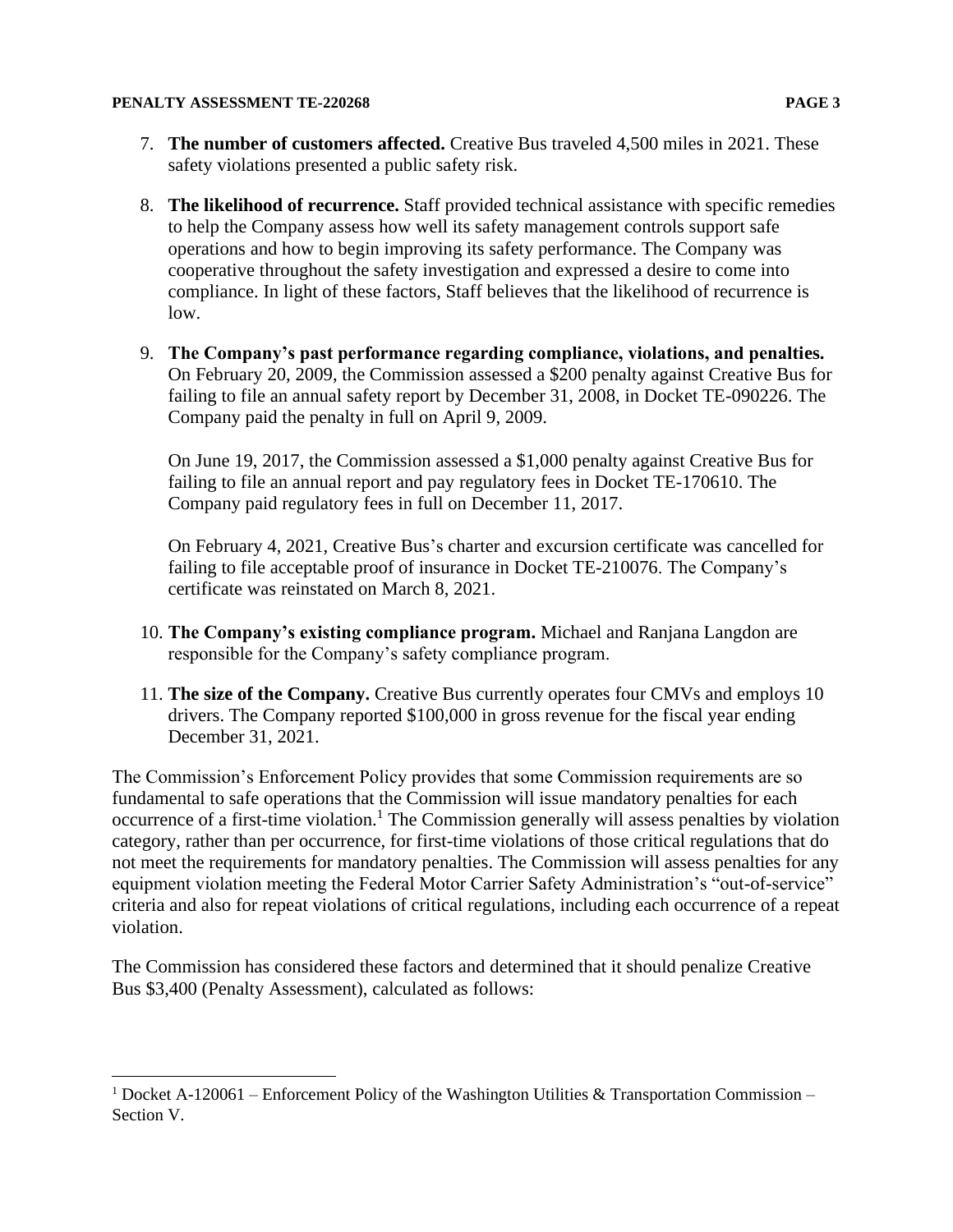7. **The number of customers affected.** Creative Bus traveled 4,500 miles in 2021. These safety violations presented a public safety risk.

8. **The likelihood of recurrence.** Staff provided technical assistance with specific remedies to help the Company assess how well its safety management controls support safe operations and how to begin improving its safety performance. The Company was cooperative throughout the safety investigation and expressed a desire to come into compliance. In light of these factors, Staff believes that the likelihood of recurrence is low.

9. **The Company's past performance regarding compliance, violations, and penalties.** On February 20, 2009, the Commission assessed a $200 penalty against Creative Bus for failing to file an annual safety report by December 31, 2008, in Docket TE-090226. The Company paid the penalty in full on April 9, 2009.

   On June 19, 2017, the Commission assessed a $1,000 penalty against Creative Bus for failing to file an annual report and pay regulatory fees in Docket TE-170610. The Company paid regulatory fees in full on December 11, 2017.

   On February 4, 2021, Creative Bus's charter and excursion certificate was cancelled for failing to file acceptable proof of insurance in Docket TE-210076. The Company's certificate was reinstated on March 8, 2021.

10. **The Company's existing compliance program.** Michael and Ranjana Langdon are responsible for the Company's safety compliance program.

11. **The size of the Company.** Creative Bus currently operates four CMVs and employs 10 drivers. The Company reported $100,000 in gross revenue for the fiscal year ending December 31, 2021.

The Commission's Enforcement Policy provides that some Commission requirements are so fundamental to safe operations that the Commission will issue mandatory penalties for each occurrence of a first-time violation.[1] The Commission generally will assess penalties by violation category, rather than per occurrence, for first-time violations of those critical regulations that do not meet the requirements for mandatory penalties. The Commission will assess penalties for any equipment violation meeting the Federal Motor Carrier Safety Administration's "out-of-service" criteria and also for repeat violations of critical regulations, including each occurrence of a repeat violation.

The Commission has considered these factors and determined that it should penalize Creative Bus $3,400 (Penalty Assessment), calculated as follows:

---

[1] Docket A-120061 – Enforcement Policy of the Washington Utilities & Transportation Commission – Section V.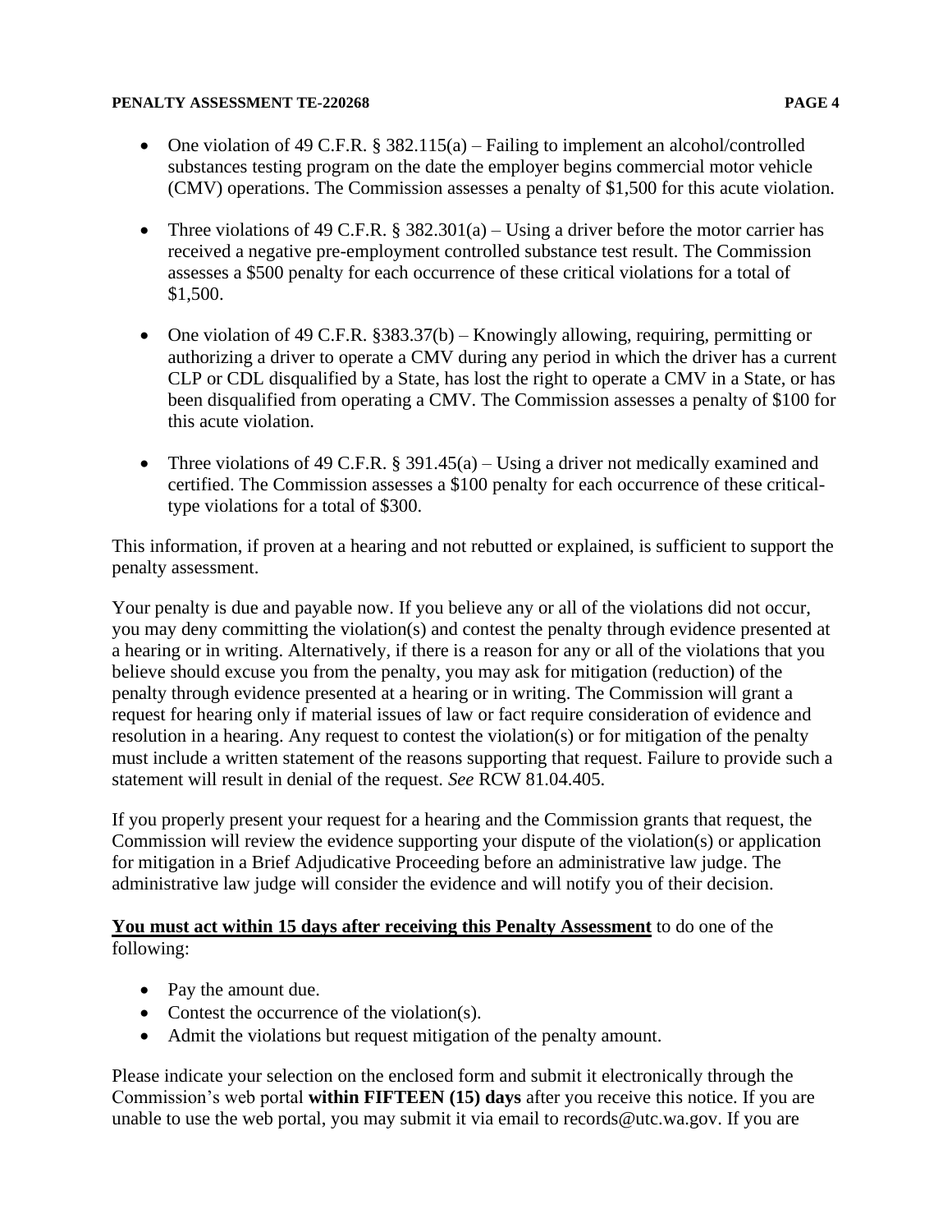- One violation of 49 C.F.R. § 382.115(a) – Failing to implement an alcohol/controlled substances testing program on the date the employer begins commercial motor vehicle (CMV) operations. The Commission assesses a penalty of $1,500 for this acute violation.

- Three violations of 49 C.F.R. § 382.301(a) – Using a driver before the motor carrier has received a negative pre-employment controlled substance test result. The Commission assesses a $500 penalty for each occurrence of these critical violations for a total of $1,500.

- One violation of 49 C.F.R. §383.37(b) – Knowingly allowing, requiring, permitting or authorizing a driver to operate a CMV during any period in which the driver has a current CLP or CDL disqualified by a State, has lost the right to operate a CMV in a State, or has been disqualified from operating a CMV. The Commission assesses a penalty of $100 for this acute violation.

- Three violations of 49 C.F.R. § 391.45(a) – Using a driver not medically examined and certified. The Commission assesses a $100 penalty for each occurrence of these critical-type violations for a total of $300.

This information, if proven at a hearing and not rebutted or explained, is sufficient to support the penalty assessment.

Your penalty is due and payable now. If you believe any or all of the violations did not occur, you may deny committing the violation(s) and contest the penalty through evidence presented at a hearing or in writing. Alternatively, if there is a reason for any or all of the violations that you believe should excuse you from the penalty, you may ask for mitigation (reduction) of the penalty through evidence presented at a hearing or in writing. The Commission will grant a request for hearing only if material issues of law or fact require consideration of evidence and resolution in a hearing. Any request to contest the violation(s) or for mitigation of the penalty must include a written statement of the reasons supporting that request. Failure to provide such a statement will result in denial of the request. *See* RCW 81.04.405.

If you properly present your request for a hearing and the Commission grants that request, the Commission will review the evidence supporting your dispute of the violation(s) or application for mitigation in a Brief Adjudicative Proceeding before an administrative law judge. The administrative law judge will consider the evidence and will notify you of their decision.

**You must act within 15 days after receiving this Penalty Assessment** to do one of the following:

- Pay the amount due.
- Contest the occurrence of the violation(s).
- Admit the violations but request mitigation of the penalty amount.

Please indicate your selection on the enclosed form and submit it electronically through the Commission's web portal **within FIFTEEN (15) days** after you receive this notice. If you are unable to use the web portal, you may submit it via email to records@utc.wa.gov. If you are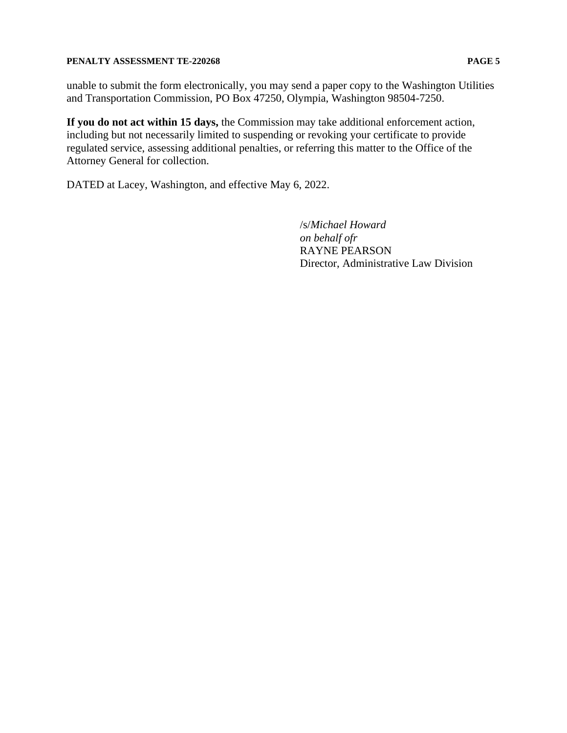unable to submit the form electronically, you may send a paper copy to the Washington Utilities and Transportation Commission, PO Box 47250, Olympia, Washington 98504-7250.

**If you do not act within 15 days,** the Commission may take additional enforcement action, including but not necessarily limited to suspending or revoking your certificate to provide regulated service, assessing additional penalties, or referring this matter to the Office of the Attorney General for collection.

DATED at Lacey, Washington, and effective May 6, 2022.

/s/*Michael Howard*
*on behalf ofr*
RAYNE PEARSON
Director, Administrative Law Division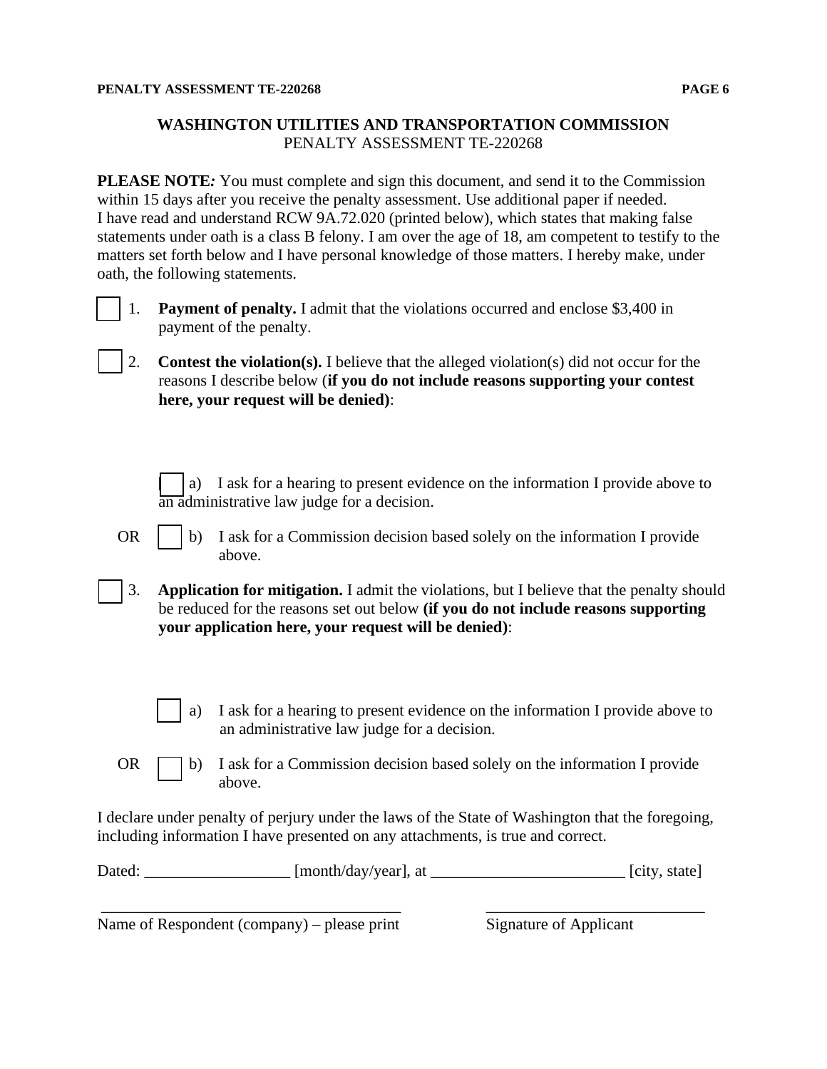## WASHINGTON UTILITIES AND TRANSPORTATION COMMISSION

PENALTY ASSESSMENT TE-220268

**PLEASE NOTE*:*** You must complete and sign this document, and send it to the Commission within 15 days after you receive the penalty assessment. Use additional paper if needed. I have read and understand RCW 9A.72.020 (printed below), which states that making false statements under oath is a class B felony. I am over the age of 18, am competent to testify to the matters set forth below and I have personal knowledge of those matters. I hereby make, under oath, the following statements.

☐ 1. **Payment of penalty.** I admit that the violations occurred and enclose $3,400 in payment of the penalty.

☐ 2. **Contest the violation(s).** I believe that the alleged violation(s) did not occur for the reasons I describe below (**if you do not include reasons supporting your contest here, your request will be denied)**:

☐ a) I ask for a hearing to present evidence on the information I provide above to an administrative law judge for a decision.

OR ☐ b) I ask for a Commission decision based solely on the information I provide above.

☐ 3. **Application for mitigation.** I admit the violations, but I believe that the penalty should be reduced for the reasons set out below **(if you do not include reasons supporting your application here, your request will be denied)**:

☐ a) I ask for a hearing to present evidence on the information I provide above to an administrative law judge for a decision.

OR ☐ b) I ask for a Commission decision based solely on the information I provide above.

I declare under penalty of perjury under the laws of the State of Washington that the foregoing, including information I have presented on any attachments, is true and correct.

Dated: __________________ [month/day/year], at ________________________ [city, state]

_____________________________________ ___________________________

Name of Respondent (company) – please print Signature of Applicant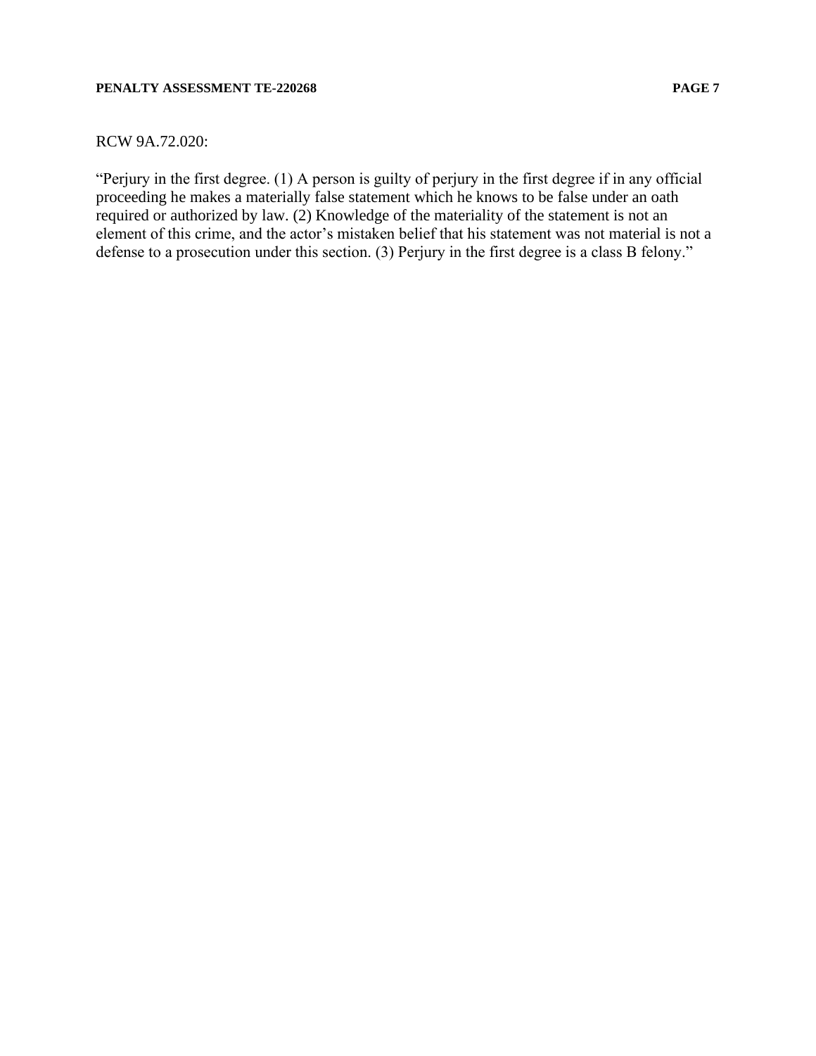RCW 9A.72.020:

"Perjury in the first degree. (1) A person is guilty of perjury in the first degree if in any official proceeding he makes a materially false statement which he knows to be false under an oath required or authorized by law. (2) Knowledge of the materiality of the statement is not an element of this crime, and the actor's mistaken belief that his statement was not material is not a defense to a prosecution under this section. (3) Perjury in the first degree is a class B felony."